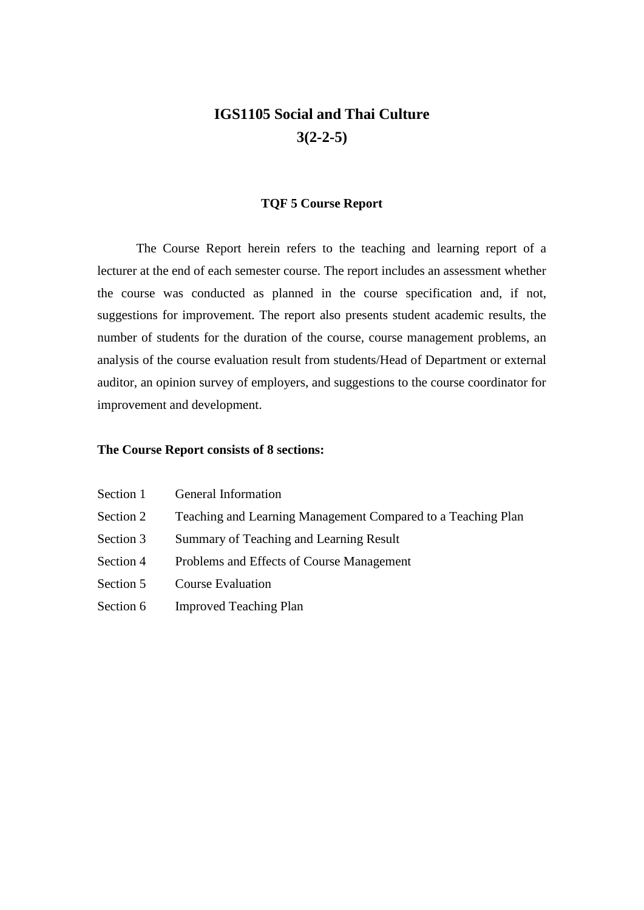# IGS1105 Social and Thai Culture

# 3(2-2-5)

## TQF 5 Course Report

The Course Report herein refers to the teaching and learning report of a lecturer at the end of each semester course. The report includes an assessment whether the course was conducted as planned in the course specification and, if not, suggestions for improvement. The report also presents student academic results, the number of students for the duration of the course, course management problems, an analysis of the course evaluation result from students/Head of Department or external auditor, an opinion survey of employers, and suggestions to the course coordinator for improvement and development.

**The Course Report consists of 8 sections:**

Section 1 General Information

Section 2 Teaching and Learning Management Compared to a Teaching Plan

Section 3 Summary of Teaching and Learning Result

Section 4 Problems and Effects of Course Management

Section 5 Course Evaluation

Section 6 Improved Teaching Plan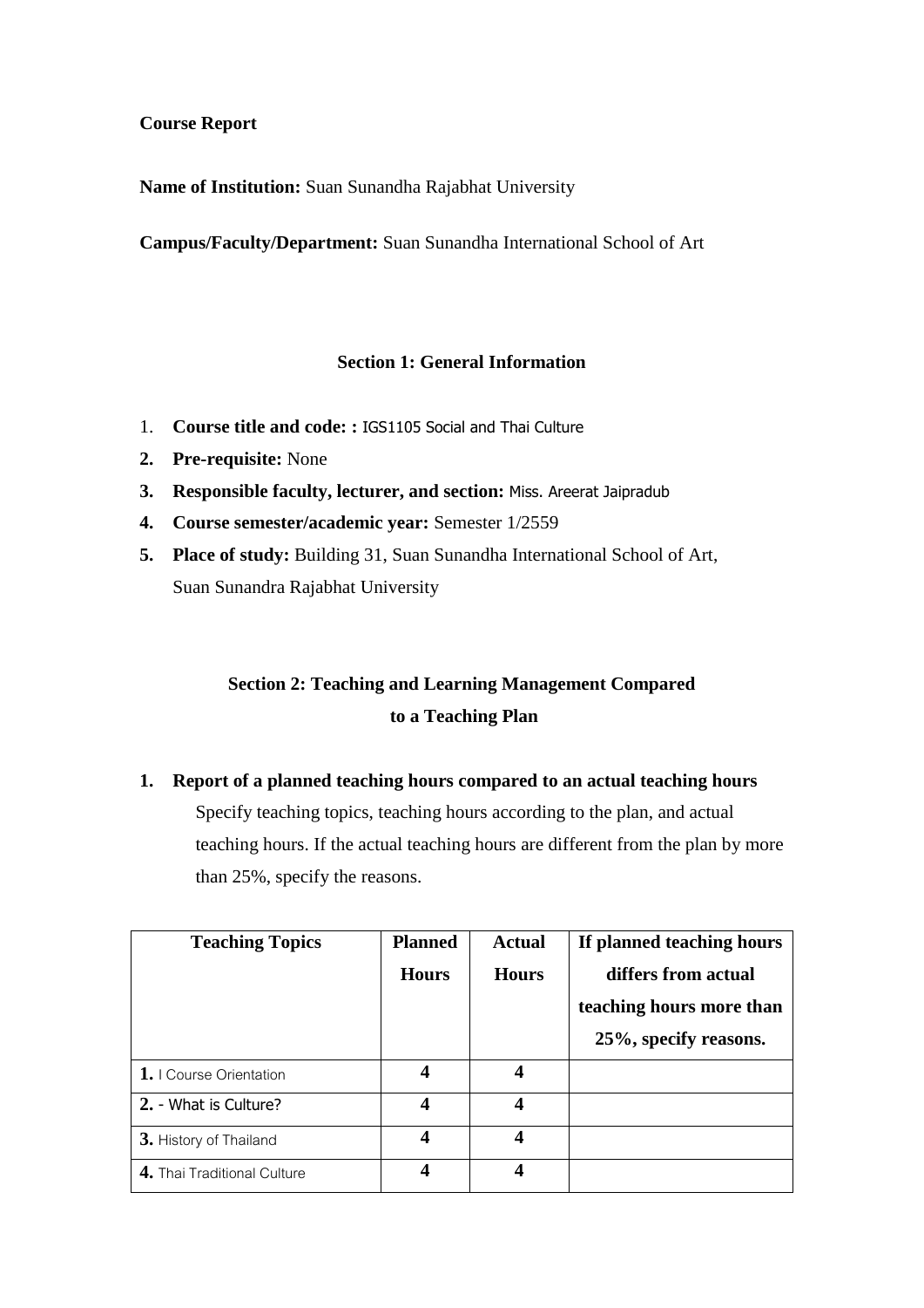**Course Report**

**Name of Institution:** Suan Sunandha Rajabhat University

**Campus/Faculty/Department:** Suan Sunandha International School of Art

## Section 1: General Information

1. **Course title and code: :** IGS1105 Social and Thai Culture
2. **Pre-requisite:** None
3. **Responsible faculty, lecturer, and section:** Miss. Areerat Jaipradub
4. **Course semester/academic year:** Semester 1/2559
5. **Place of study:** Building 31, Suan Sunandha International School of Art, Suan Sunandra Rajabhat University

## Section 2: Teaching and Learning Management Compared to a Teaching Plan

1. **Report of a planned teaching hours compared to an actual teaching hours**

   Specify teaching topics, teaching hours according to the plan, and actual teaching hours. If the actual teaching hours are different from the plan by more than 25%, specify the reasons.

| Teaching Topics | Planned Hours | Actual Hours | If planned teaching hours differs from actual teaching hours more than 25%, specify reasons. |
|---|---|---|---|
| **1.** I Course Orientation | **4** | **4** | |
| **2.** - What is Culture? | **4** | **4** | |
| **3.** History of Thailand | **4** | **4** | |
| **4.** Thai Traditional Culture | **4** | **4** | |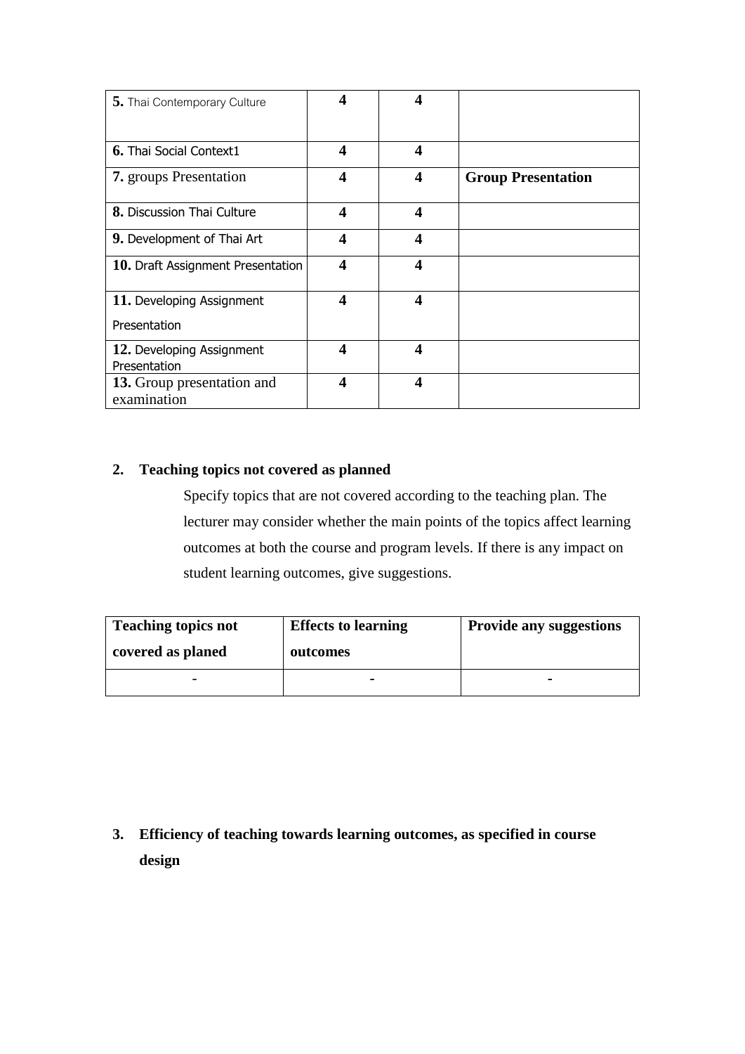| | | | |
|---|---|---|---|
| **5.** Thai Contemporary Culture | **4** | **4** | |
| **6.** Thai Social Context1 | **4** | **4** | |
| **7.** groups Presentation | **4** | **4** | **Group Presentation** |
| **8.** Discussion Thai Culture | **4** | **4** | |
| **9.** Development of Thai Art | **4** | **4** | |
| **10.** Draft Assignment Presentation | **4** | **4** | |
| **11.** Developing Assignment Presentation | **4** | **4** | |
| **12.** Developing Assignment Presentation | **4** | **4** | |
| **13.** Group presentation and examination | **4** | **4** | |

**2. Teaching topics not covered as planned**

Specify topics that are not covered according to the teaching plan. The lecturer may consider whether the main points of the topics affect learning outcomes at both the course and program levels. If there is any impact on student learning outcomes, give suggestions.

| Teaching topics not covered as planed | Effects to learning outcomes | Provide any suggestions |
|---|---|---|
| - | - | - |

**3. Efficiency of teaching towards learning outcomes, as specified in course design**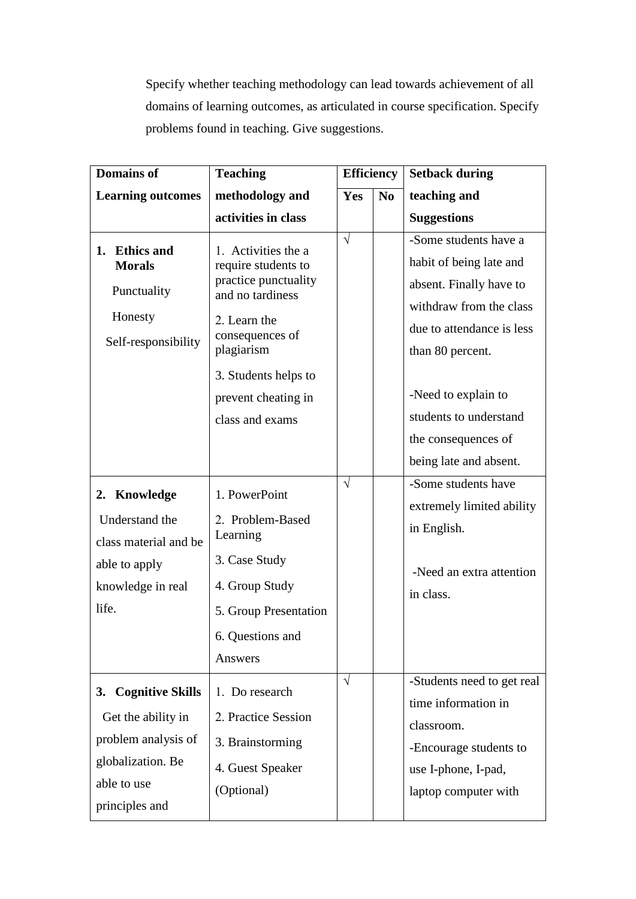Specify whether teaching methodology can lead towards achievement of all domains of learning outcomes, as articulated in course specification. Specify problems found in teaching. Give suggestions.

| Domains of Learning outcomes | Teaching methodology and activities in class | Efficiency | | Setback during teaching and Suggestions |
|---|---|---|---|---|
| | | Yes | No | |
| **1. Ethics and Morals**<br>Punctuality<br>Honesty<br>Self-responsibility | 1. Activities the a require students to practice punctuality and no tardiness<br>2. Learn the consequences of plagiarism<br>3. Students helps to prevent cheating in class and exams | √ | | -Some students have a habit of being late and absent. Finally have to withdraw from the class due to attendance is less than 80 percent.<br><br>-Need to explain to students to understand the consequences of being late and absent. |
| **2. Knowledge**<br>Understand the class material and be able to apply knowledge in real life. | 1. PowerPoint<br>2. Problem-Based Learning<br>3. Case Study<br>4. Group Study<br>5. Group Presentation<br>6. Questions and Answers | √ | | -Some students have extremely limited ability in English.<br><br>-Need an extra attention in class. |
| **3. Cognitive Skills**<br>Get the ability in problem analysis of globalization. Be able to use principles and | 1. Do research<br>2. Practice Session<br>3. Brainstorming<br>4. Guest Speaker (Optional) | √ | | -Students need to get real time information in classroom.<br>-Encourage students to use I-phone, I-pad, laptop computer with |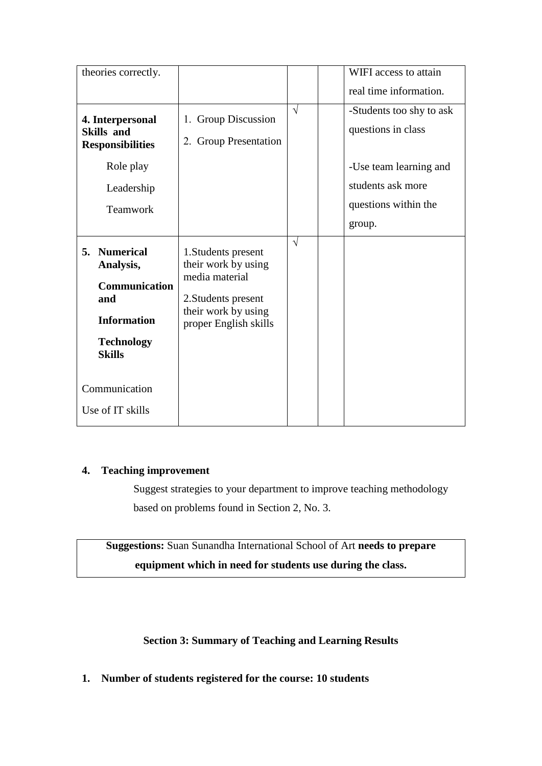| | | | | |
|---|---|---|---|---|
| theories correctly. | | | | WIFI access to attain real time information. |
| **4. Interpersonal Skills and Responsibilities**<br>Role play<br>Leadership<br>Teamwork | 1. Group Discussion<br>2. Group Presentation | √ | | -Students too shy to ask questions in class<br>-Use team learning and students ask more questions within the group. |
| **5. Numerical Analysis, Communication and Information Technology Skills**<br>Communication<br>Use of IT skills | 1.Students present their work by using media material<br>2.Students present their work by using proper English skills | √ | | |

**4. Teaching improvement**

Suggest strategies to your department to improve teaching methodology based on problems found in Section 2, No. 3.

| **Suggestions:** Suan Sunandha International School of Art **needs to prepare equipment which in need for students use during the class.** |
|---|

## Section 3: Summary of Teaching and Learning Results

**1. Number of students registered for the course: 10 students**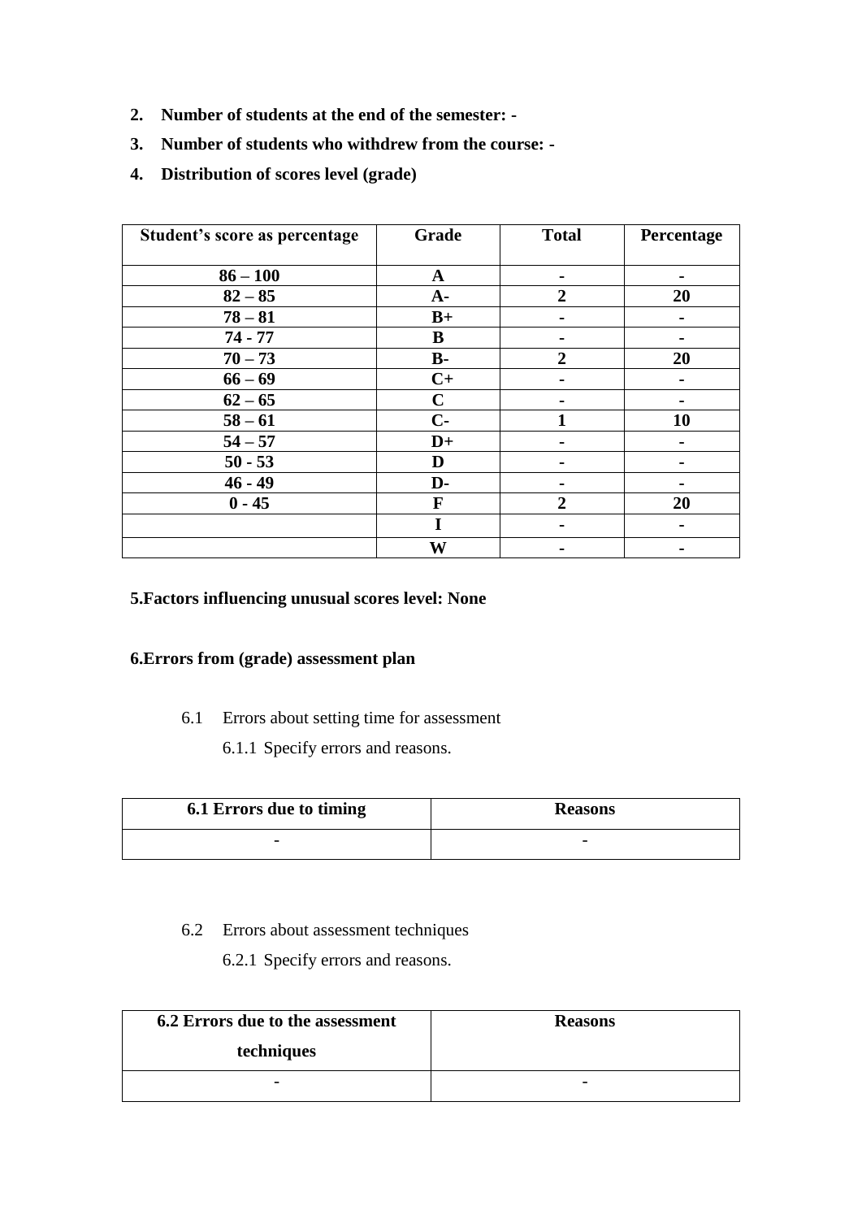2. **Number of students at the end of the semester: -**
3. **Number of students who withdrew from the course: -**
4. **Distribution of scores level (grade)**

| Student's score as percentage | Grade | Total | Percentage |
|---|---|---|---|
| 86 – 100 | A | - | - |
| 82 – 85 | A- | 2 | 20 |
| 78 – 81 | B+ | - | - |
| 74 - 77 | B | - | - |
| 70 – 73 | B- | 2 | 20 |
| 66 – 69 | C+ | - | - |
| 62 – 65 | C | - | - |
| 58 – 61 | C- | 1 | 10 |
| 54 – 57 | D+ | - | - |
| 50 - 53 | D | - | - |
| 46 - 49 | D- | - | - |
| 0 - 45 | F | 2 | 20 |
| | I | - | - |
| | W | - | - |

**5.Factors influencing unusual scores level: None**

**6.Errors from (grade) assessment plan**

6.1 Errors about setting time for assessment

6.1.1 Specify errors and reasons.

| 6.1 Errors due to timing | Reasons |
|---|---|
| - | - |

6.2 Errors about assessment techniques

6.2.1 Specify errors and reasons.

| 6.2 Errors due to the assessment techniques | Reasons |
|---|---|
| - | - |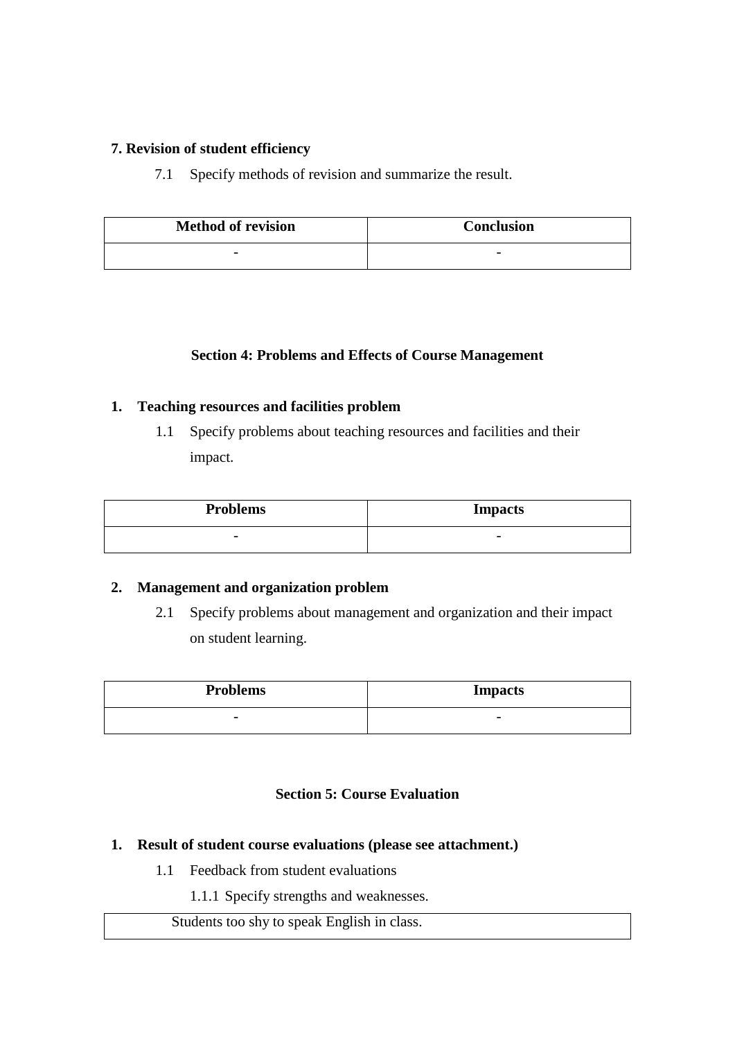**7. Revision of student efficiency**

7.1 Specify methods of revision and summarize the result.

| Method of revision | Conclusion |
| --- | --- |
| - | - |

### Section 4: Problems and Effects of Course Management

**1. Teaching resources and facilities problem**

1.1 Specify problems about teaching resources and facilities and their impact.

| Problems | Impacts |
| --- | --- |
| - | - |

**2. Management and organization problem**

2.1 Specify problems about management and organization and their impact on student learning.

| Problems | Impacts |
| --- | --- |
| - | - |

### Section 5: Course Evaluation

**1. Result of student course evaluations (please see attachment.)**

1.1 Feedback from student evaluations

1.1.1 Specify strengths and weaknesses.

| Students too shy to speak English in class. |
| --- |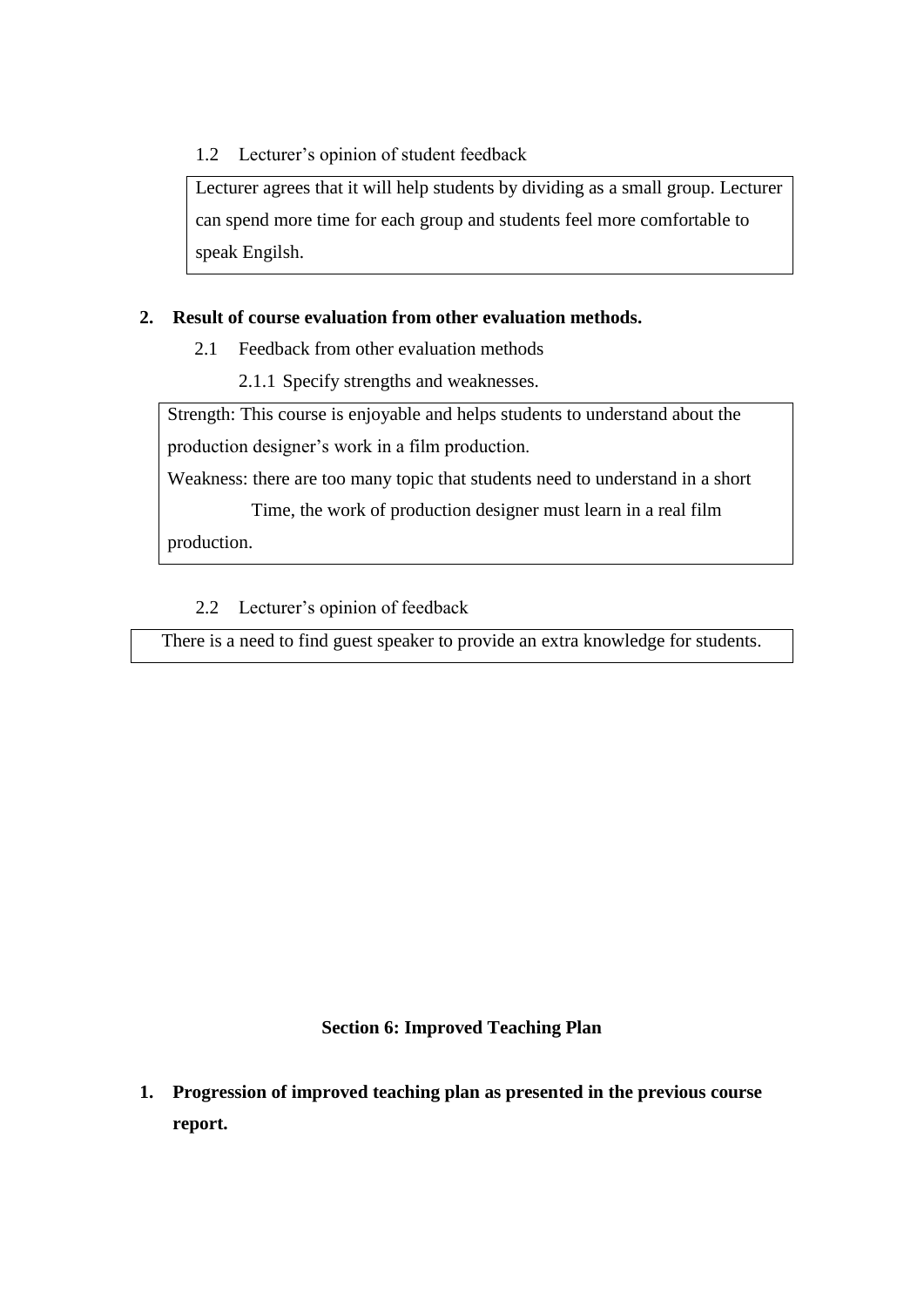1.2 Lecturer's opinion of student feedback

| Lecturer agrees that it will help students by dividing as a small group. Lecturer can spend more time for each group and students feel more comfortable to speak Engilsh. |
|---|

**2. Result of course evaluation from other evaluation methods.**

2.1 Feedback from other evaluation methods

2.1.1 Specify strengths and weaknesses.

| Strength: This course is enjoyable and helps students to understand about the production designer's work in a film production.<br>Weakness: there are too many topic that students need to understand in a short Time, the work of production designer must learn in a real film production. |
|---|

2.2 Lecturer's opinion of feedback

| There is a need to find guest speaker to provide an extra knowledge for students. |
|---|

## Section 6: Improved Teaching Plan

**1. Progression of improved teaching plan as presented in the previous course report.**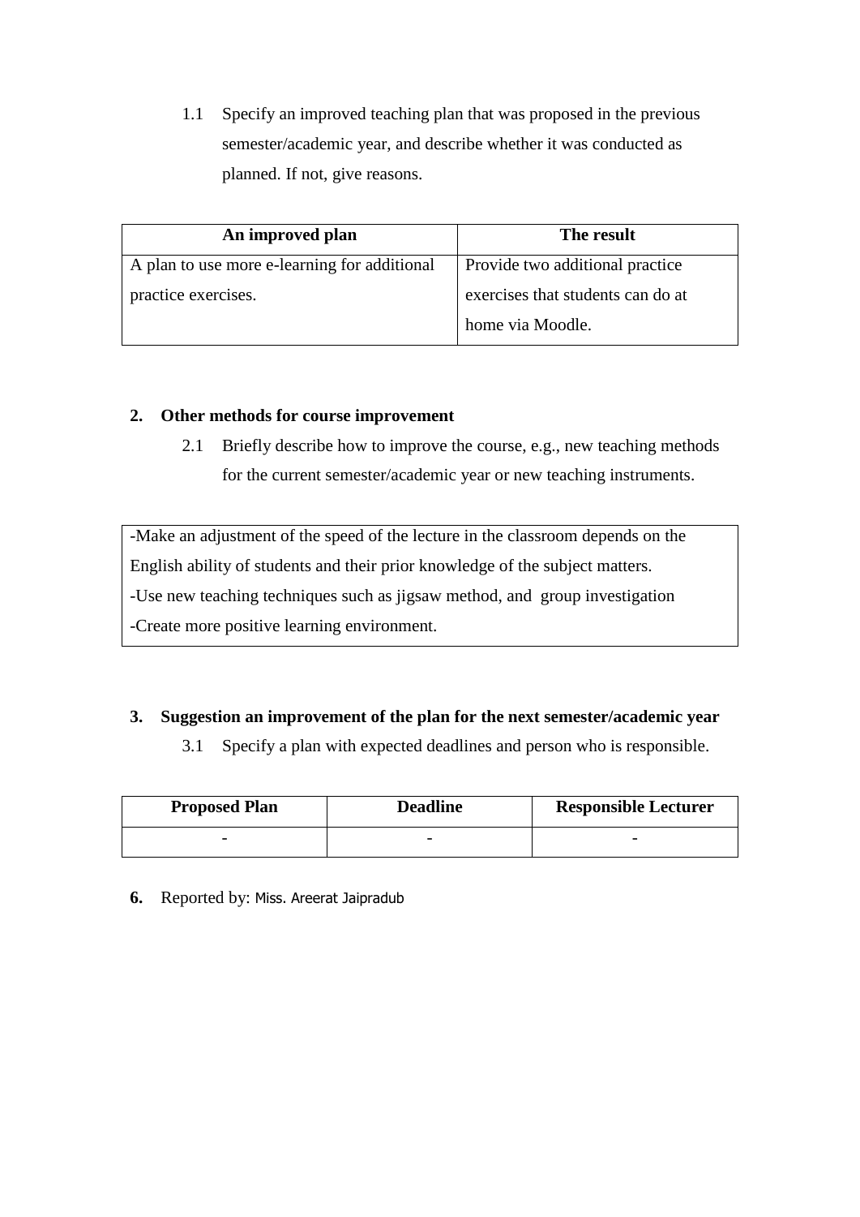1.1 Specify an improved teaching plan that was proposed in the previous semester/academic year, and describe whether it was conducted as planned. If not, give reasons.

| An improved plan | The result |
|---|---|
| A plan to use more e-learning for additional practice exercises. | Provide two additional practice exercises that students can do at home via Moodle. |

**2. Other methods for course improvement**

2.1 Briefly describe how to improve the course, e.g., new teaching methods for the current semester/academic year or new teaching instruments.

-Make an adjustment of the speed of the lecture in the classroom depends on the English ability of students and their prior knowledge of the subject matters.
-Use new teaching techniques such as jigsaw method, and group investigation
-Create more positive learning environment.

**3. Suggestion an improvement of the plan for the next semester/academic year**

3.1 Specify a plan with expected deadlines and person who is responsible.

| Proposed Plan | Deadline | Responsible Lecturer |
|---|---|---|
| - | - | - |

**6.** Reported by: Miss. Areerat Jaipradub